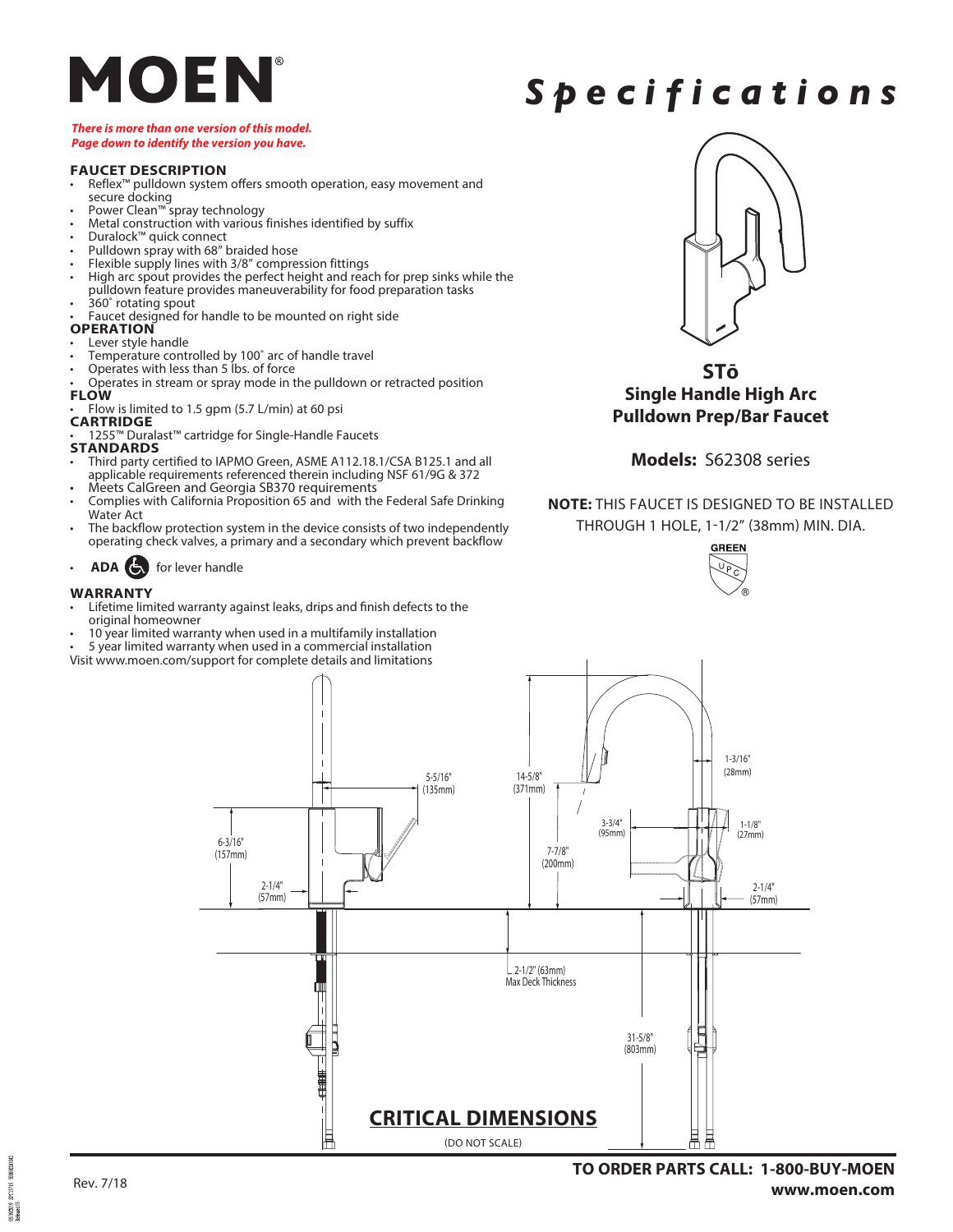# MOEN®

# *Specifications*

***There is more than one version of this model. Page down to identify the version you have.***

### FAUCET DESCRIPTION

- Reflex™ pulldown system offers smooth operation, easy movement and secure docking
- Power Clean™ spray technology
- Metal construction with various finishes identified by suffix
- Duralock™ quick connect
- Pulldown spray with 68" braided hose
- Flexible supply lines with 3/8" compression fittings
- High arc spout provides the perfect height and reach for prep sinks while the pulldown feature provides maneuverability for food preparation tasks
- 360˚ rotating spout
- Faucet designed for handle to be mounted on right side

### OPERATION

- Lever style handle
- Temperature controlled by 100˚ arc of handle travel
- Operates with less than 5 lbs. of force
- Operates in stream or spray mode in the pulldown or retracted position

### FLOW

- Flow is limited to 1.5 gpm (5.7 L/min) at 60 psi

### CARTRIDGE

- 1255™ Duralast™ cartridge for Single-Handle Faucets

### STANDARDS

- Third party certified to IAPMO Green, ASME A112.18.1/CSA B125.1 and all applicable requirements referenced therein including NSF 61/9G & 372
- Meets CalGreen and Georgia SB370 requirements
- Complies with California Proposition 65 and with the Federal Safe Drinking Water Act
- The backflow protection system in the device consists of two independently operating check valves, a primary and a secondary which prevent backflow
- **ADA** for lever handle

### WARRANTY

- Lifetime limited warranty against leaks, drips and finish defects to the original homeowner
- 10 year limited warranty when used in a multifamily installation
- 5 year limited warranty when used in a commercial installation

Visit www.moen.com/support for complete details and limitations

## STō
## Single Handle High Arc Pulldown Prep/Bar Faucet

**Models:** S62308 series

**NOTE:** THIS FAUCET IS DESIGNED TO BE INSTALLED THROUGH 1 HOLE, 1-1/2" (38mm) MIN. DIA.

GREEN UPC®

5-5/16" (135mm)
14-5/8" (371mm)
1-3/16" (28mm)
3-3/4" (95mm)
1-1/8" (27mm)
6-3/16" (157mm)
7-7/8" (200mm)
2-1/4" (57mm)
2-1/4" (57mm)
2-1/2" (63mm) Max Deck Thickness
31-5/8" (803mm)

## CRITICAL DIMENSIONS

(DO NOT SCALE)

Rev. 7/18

**TO ORDER PARTS CALL: 1-800-BUY-MOEN**
**www.moen.com**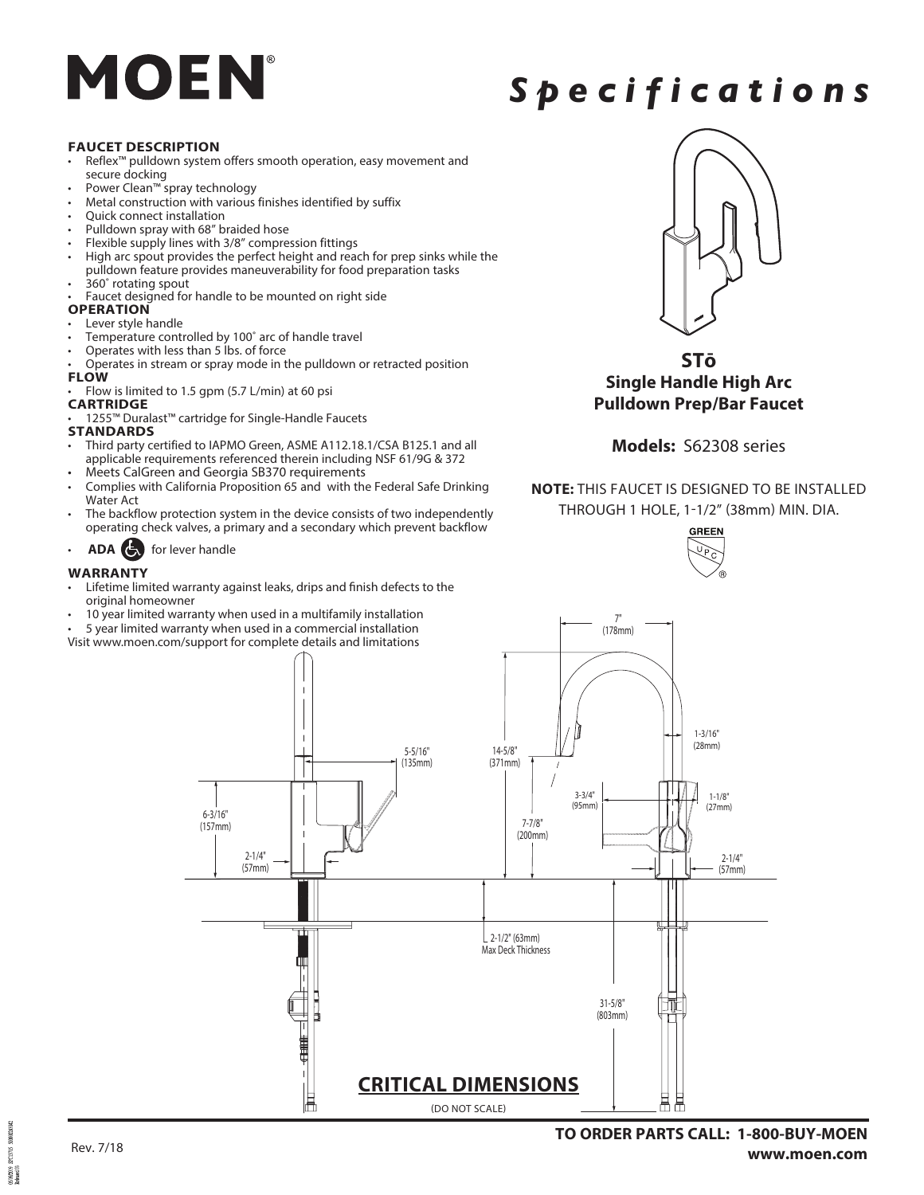# MOEN®

# *Specifications*

### FAUCET DESCRIPTION

- Reflex™ pulldown system offers smooth operation, easy movement and secure docking
- Power Clean™ spray technology
- Metal construction with various finishes identified by suffix
- Quick connect installation
- Pulldown spray with 68" braided hose
- Flexible supply lines with 3/8" compression fittings
- High arc spout provides the perfect height and reach for prep sinks while the pulldown feature provides maneuverability for food preparation tasks
- 360˚ rotating spout
- Faucet designed for handle to be mounted on right side

### OPERATION

- Lever style handle
- Temperature controlled by 100˚ arc of handle travel
- Operates with less than 5 lbs. of force
- Operates in stream or spray mode in the pulldown or retracted position

### FLOW

- Flow is limited to 1.5 gpm (5.7 L/min) at 60 psi

### CARTRIDGE

- 1255™ Duralast™ cartridge for Single-Handle Faucets

### STANDARDS

- Third party certified to IAPMO Green, ASME A112.18.1/CSA B125.1 and all applicable requirements referenced therein including NSF 61/9G & 372
- Meets CalGreen and Georgia SB370 requirements
- Complies with California Proposition 65 and with the Federal Safe Drinking Water Act
- The backflow protection system in the device consists of two independently operating check valves, a primary and a secondary which prevent backflow
- **ADA** for lever handle

### WARRANTY

- Lifetime limited warranty against leaks, drips and finish defects to the original homeowner
- 10 year limited warranty when used in a multifamily installation
- 5 year limited warranty when used in a commercial installation

Visit www.moen.com/support for complete details and limitations

## STō
## Single Handle High Arc Pulldown Prep/Bar Faucet

**Models:** S62308 series

**NOTE:** THIS FAUCET IS DESIGNED TO BE INSTALLED THROUGH 1 HOLE, 1-1/2" (38mm) MIN. DIA.

GREEN UPC®

7" (178mm)
1-3/16" (28mm)
5-5/16" (135mm)
14-5/8" (371mm)
3-3/4" (95mm)
1-1/8" (27mm)
6-3/16" (157mm)
7-7/8" (200mm)
2-1/4" (57mm)
2-1/4" (57mm)
2-1/2" (63mm) Max Deck Thickness
31-5/8" (803mm)

## CRITICAL DIMENSIONS

(DO NOT SCALE)

Rev. 7/18

**TO ORDER PARTS CALL: 1-800-BUY-MOEN**
**www.moen.com**